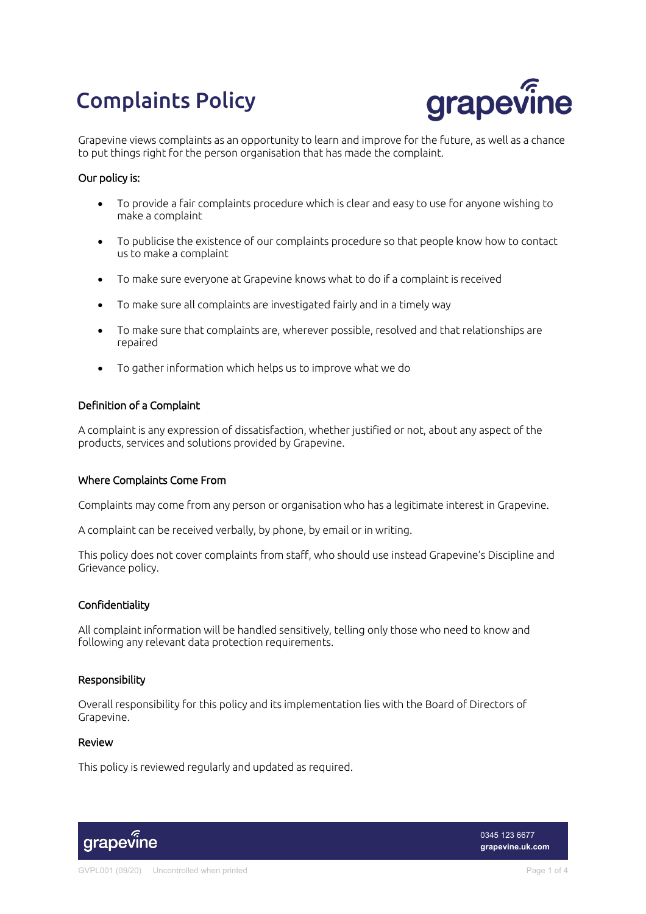# Complaints Policy

Grapevine views complaints as an opportunity to learn and improve for the future, as well as a chance to put things right for the person organisation that has made the complaint.

## Our policy is:

- To provide a fair complaints procedure which is clear and easy to use for anyone wishing to make a complaint
- To publicise the existence of our complaints procedure so that people know how to contact us to make a complaint
- To make sure everyone at Grapevine knows what to do if a complaint is received
- To make sure all complaints are investigated fairly and in a timely way
- To make sure that complaints are, wherever possible, resolved and that relationships are repaired
- To gather information which helps us to improve what we do

## Definition of a Complaint

A complaint is any expression of dissatisfaction, whether justified or not, about any aspect of the products, services and solutions provided by Grapevine.

## Where Complaints Come From

Complaints may come from any person or organisation who has a legitimate interest in Grapevine.

A complaint can be received verbally, by phone, by email or in writing.

This policy does not cover complaints from staff, who should use instead Grapevine's Discipline and Grievance policy.

## Confidentiality

All complaint information will be handled sensitively, telling only those who need to know and following any relevant data protection requirements.

## Responsibility

Overall responsibility for this policy and its implementation lies with the Board of Directors of Grapevine.

## Review

This policy is reviewed regularly and updated as required.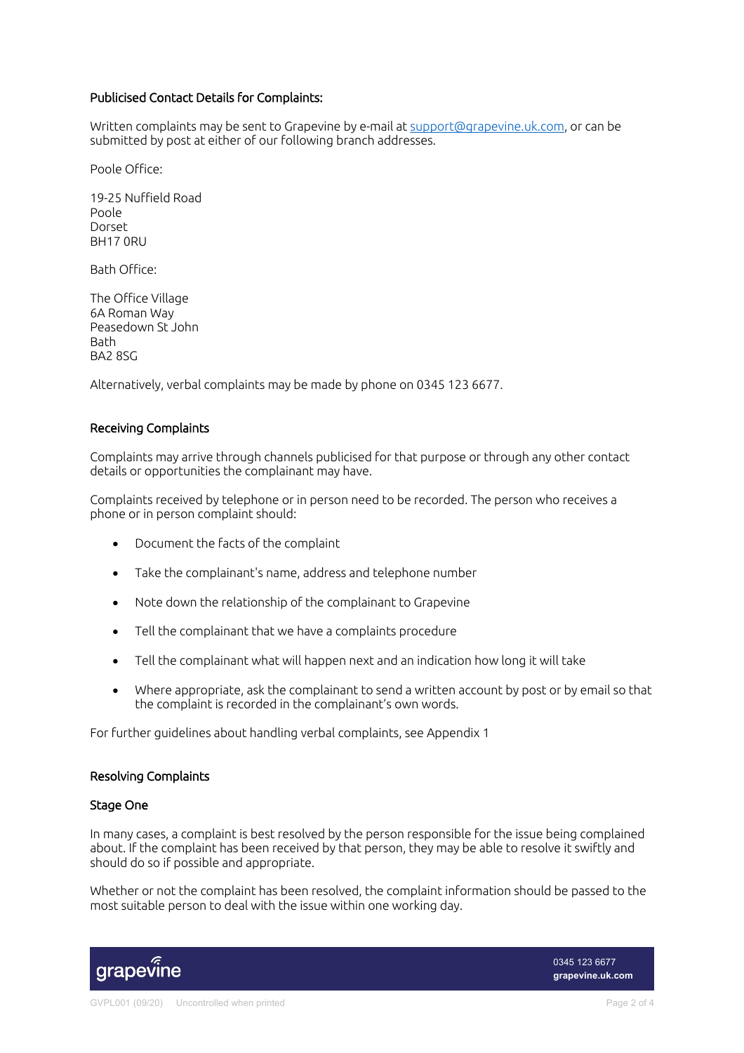### Publicised Contact Details for Complaints:

Written complaints may be sent to Grapevine by e-mail at support@grapevine.uk.com, or can be submitted by post at either of our following branch addresses.

Poole Office:

19-25 Nuffield Road
Poole
Dorset
BH17 0RU

Bath Office:

The Office Village
6A Roman Way
Peasedown St John
Bath
BA2 8SG

Alternatively, verbal complaints may be made by phone on 0345 123 6677.

### Receiving Complaints

Complaints may arrive through channels publicised for that purpose or through any other contact details or opportunities the complainant may have.

Complaints received by telephone or in person need to be recorded. The person who receives a phone or in person complaint should:

- Document the facts of the complaint
- Take the complainant's name, address and telephone number
- Note down the relationship of the complainant to Grapevine
- Tell the complainant that we have a complaints procedure
- Tell the complainant what will happen next and an indication how long it will take
- Where appropriate, ask the complainant to send a written account by post or by email so that the complaint is recorded in the complainant's own words.

For further guidelines about handling verbal complaints, see Appendix 1

### Resolving Complaints

#### Stage One

In many cases, a complaint is best resolved by the person responsible for the issue being complained about. If the complaint has been received by that person, they may be able to resolve it swiftly and should do so if possible and appropriate.

Whether or not the complaint has been resolved, the complaint information should be passed to the most suitable person to deal with the issue within one working day.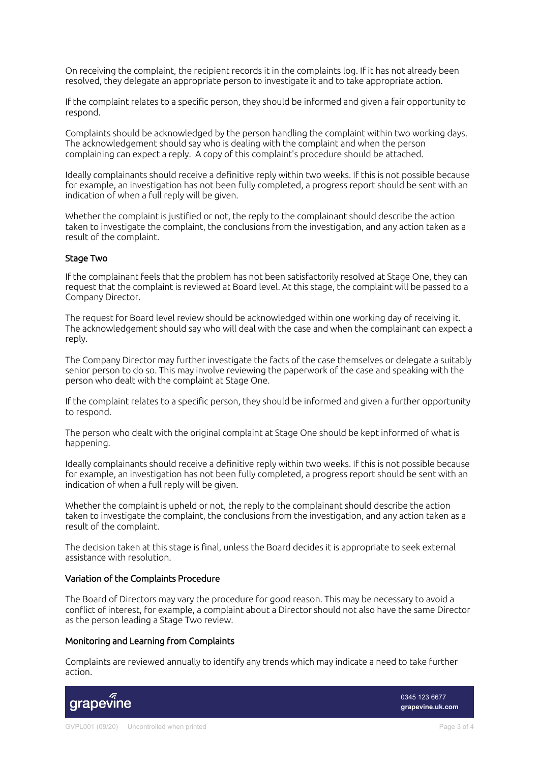On receiving the complaint, the recipient records it in the complaints log. If it has not already been resolved, they delegate an appropriate person to investigate it and to take appropriate action.

If the complaint relates to a specific person, they should be informed and given a fair opportunity to respond.

Complaints should be acknowledged by the person handling the complaint within two working days. The acknowledgement should say who is dealing with the complaint and when the person complaining can expect a reply. A copy of this complaint's procedure should be attached.

Ideally complainants should receive a definitive reply within two weeks. If this is not possible because for example, an investigation has not been fully completed, a progress report should be sent with an indication of when a full reply will be given.

Whether the complaint is justified or not, the reply to the complainant should describe the action taken to investigate the complaint, the conclusions from the investigation, and any action taken as a result of the complaint.

## Stage Two

If the complainant feels that the problem has not been satisfactorily resolved at Stage One, they can request that the complaint is reviewed at Board level. At this stage, the complaint will be passed to a Company Director.

The request for Board level review should be acknowledged within one working day of receiving it. The acknowledgement should say who will deal with the case and when the complainant can expect a reply.

The Company Director may further investigate the facts of the case themselves or delegate a suitably senior person to do so. This may involve reviewing the paperwork of the case and speaking with the person who dealt with the complaint at Stage One.

If the complaint relates to a specific person, they should be informed and given a further opportunity to respond.

The person who dealt with the original complaint at Stage One should be kept informed of what is happening.

Ideally complainants should receive a definitive reply within two weeks. If this is not possible because for example, an investigation has not been fully completed, a progress report should be sent with an indication of when a full reply will be given.

Whether the complaint is upheld or not, the reply to the complainant should describe the action taken to investigate the complaint, the conclusions from the investigation, and any action taken as a result of the complaint.

The decision taken at this stage is final, unless the Board decides it is appropriate to seek external assistance with resolution.

## Variation of the Complaints Procedure

The Board of Directors may vary the procedure for good reason. This may be necessary to avoid a conflict of interest, for example, a complaint about a Director should not also have the same Director as the person leading a Stage Two review.

## Monitoring and Learning from Complaints

Complaints are reviewed annually to identify any trends which may indicate a need to take further action.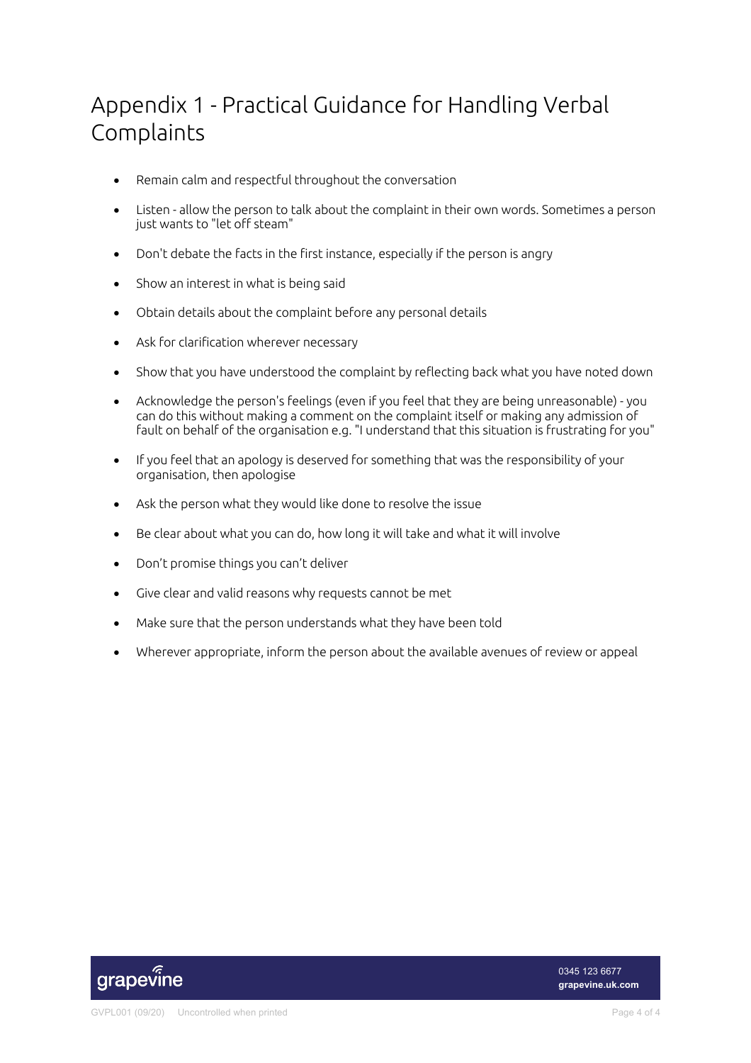# Appendix 1 - Practical Guidance for Handling Verbal Complaints

- Remain calm and respectful throughout the conversation
- Listen - allow the person to talk about the complaint in their own words. Sometimes a person just wants to "let off steam"
- Don't debate the facts in the first instance, especially if the person is angry
- Show an interest in what is being said
- Obtain details about the complaint before any personal details
- Ask for clarification wherever necessary
- Show that you have understood the complaint by reflecting back what you have noted down
- Acknowledge the person's feelings (even if you feel that they are being unreasonable) - you can do this without making a comment on the complaint itself or making any admission of fault on behalf of the organisation e.g. "I understand that this situation is frustrating for you"
- If you feel that an apology is deserved for something that was the responsibility of your organisation, then apologise
- Ask the person what they would like done to resolve the issue
- Be clear about what you can do, how long it will take and what it will involve
- Don't promise things you can't deliver
- Give clear and valid reasons why requests cannot be met
- Make sure that the person understands what they have been told
- Wherever appropriate, inform the person about the available avenues of review or appeal